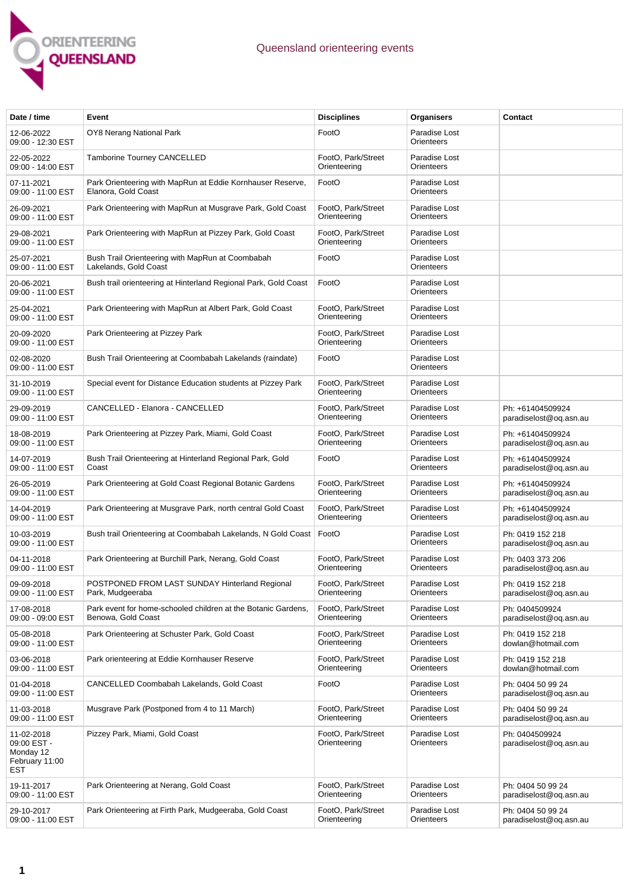# Queensland orienteering events

| Date / time | Event | Disciplines | Organisers | Contact |
| --- | --- | --- | --- | --- |
| 12-06-2022 09:00 - 12:30 EST | OY8 Nerang National Park | FootO | Paradise Lost Orienteers | |
| 22-05-2022 09:00 - 14:00 EST | Tamborine Tourney CANCELLED | FootO, Park/Street Orienteering | Paradise Lost Orienteers | |
| 07-11-2021 09:00 - 11:00 EST | Park Orienteering with MapRun at Eddie Kornhauser Reserve, Elanora, Gold Coast | FootO | Paradise Lost Orienteers | |
| 26-09-2021 09:00 - 11:00 EST | Park Orienteering with MapRun at Musgrave Park, Gold Coast | FootO, Park/Street Orienteering | Paradise Lost Orienteers | |
| 29-08-2021 09:00 - 11:00 EST | Park Orienteering with MapRun at Pizzey Park, Gold Coast | FootO, Park/Street Orienteering | Paradise Lost Orienteers | |
| 25-07-2021 09:00 - 11:00 EST | Bush Trail Orienteering with MapRun at Coombabah Lakelands, Gold Coast | FootO | Paradise Lost Orienteers | |
| 20-06-2021 09:00 - 11:00 EST | Bush trail orienteering at Hinterland Regional Park, Gold Coast | FootO | Paradise Lost Orienteers | |
| 25-04-2021 09:00 - 11:00 EST | Park Orienteering with MapRun at Albert Park, Gold Coast | FootO, Park/Street Orienteering | Paradise Lost Orienteers | |
| 20-09-2020 09:00 - 11:00 EST | Park Orienteering at Pizzey Park | FootO, Park/Street Orienteering | Paradise Lost Orienteers | |
| 02-08-2020 09:00 - 11:00 EST | Bush Trail Orienteering at Coombabah Lakelands (raindate) | FootO | Paradise Lost Orienteers | |
| 31-10-2019 09:00 - 11:00 EST | Special event for Distance Education students at Pizzey Park | FootO, Park/Street Orienteering | Paradise Lost Orienteers | |
| 29-09-2019 09:00 - 11:00 EST | CANCELLED - Elanora - CANCELLED | FootO, Park/Street Orienteering | Paradise Lost Orienteers | Ph: +61404509924 paradiselost@oq.asn.au |
| 18-08-2019 09:00 - 11:00 EST | Park Orienteering at Pizzey Park, Miami, Gold Coast | FootO, Park/Street Orienteering | Paradise Lost Orienteers | Ph: +61404509924 paradiselost@oq.asn.au |
| 14-07-2019 09:00 - 11:00 EST | Bush Trail Orienteering at Hinterland Regional Park, Gold Coast | FootO | Paradise Lost Orienteers | Ph: +61404509924 paradiselost@oq.asn.au |
| 26-05-2019 09:00 - 11:00 EST | Park Orienteering at Gold Coast Regional Botanic Gardens | FootO, Park/Street Orienteering | Paradise Lost Orienteers | Ph: +61404509924 paradiselost@oq.asn.au |
| 14-04-2019 09:00 - 11:00 EST | Park Orienteering at Musgrave Park, north central Gold Coast | FootO, Park/Street Orienteering | Paradise Lost Orienteers | Ph: +61404509924 paradiselost@oq.asn.au |
| 10-03-2019 09:00 - 11:00 EST | Bush trail Orienteering at Coombabah Lakelands, N Gold Coast | FootO | Paradise Lost Orienteers | Ph: 0419 152 218 paradiselost@oq.asn.au |
| 04-11-2018 09:00 - 11:00 EST | Park Orienteering at Burchill Park, Nerang, Gold Coast | FootO, Park/Street Orienteering | Paradise Lost Orienteers | Ph: 0403 373 206 paradiselost@oq.asn.au |
| 09-09-2018 09:00 - 11:00 EST | POSTPONED FROM LAST SUNDAY Hinterland Regional Park, Mudgeeraba | FootO, Park/Street Orienteering | Paradise Lost Orienteers | Ph: 0419 152 218 paradiselost@oq.asn.au |
| 17-08-2018 09:00 - 09:00 EST | Park event for home-schooled children at the Botanic Gardens, Benowa, Gold Coast | FootO, Park/Street Orienteering | Paradise Lost Orienteers | Ph: 0404509924 paradiselost@oq.asn.au |
| 05-08-2018 09:00 - 11:00 EST | Park Orienteering at Schuster Park, Gold Coast | FootO, Park/Street Orienteering | Paradise Lost Orienteers | Ph: 0419 152 218 dowlan@hotmail.com |
| 03-06-2018 09:00 - 11:00 EST | Park orienteering at Eddie Kornhauser Reserve | FootO, Park/Street Orienteering | Paradise Lost Orienteers | Ph: 0419 152 218 dowlan@hotmail.com |
| 01-04-2018 09:00 - 11:00 EST | CANCELLED Coombabah Lakelands, Gold Coast | FootO | Paradise Lost Orienteers | Ph: 0404 50 99 24 paradiselost@oq.asn.au |
| 11-03-2018 09:00 - 11:00 EST | Musgrave Park (Postponed from 4 to 11 March) | FootO, Park/Street Orienteering | Paradise Lost Orienteers | Ph: 0404 50 99 24 paradiselost@oq.asn.au |
| 11-02-2018 09:00 EST - Monday 12 February 11:00 EST | Pizzey Park, Miami, Gold Coast | FootO, Park/Street Orienteering | Paradise Lost Orienteers | Ph: 0404509924 paradiselost@oq.asn.au |
| 19-11-2017 09:00 - 11:00 EST | Park Orienteering at Nerang, Gold Coast | FootO, Park/Street Orienteering | Paradise Lost Orienteers | Ph: 0404 50 99 24 paradiselost@oq.asn.au |
| 29-10-2017 09:00 - 11:00 EST | Park Orienteering at Firth Park, Mudgeeraba, Gold Coast | FootO, Park/Street Orienteering | Paradise Lost Orienteers | Ph: 0404 50 99 24 paradiselost@oq.asn.au |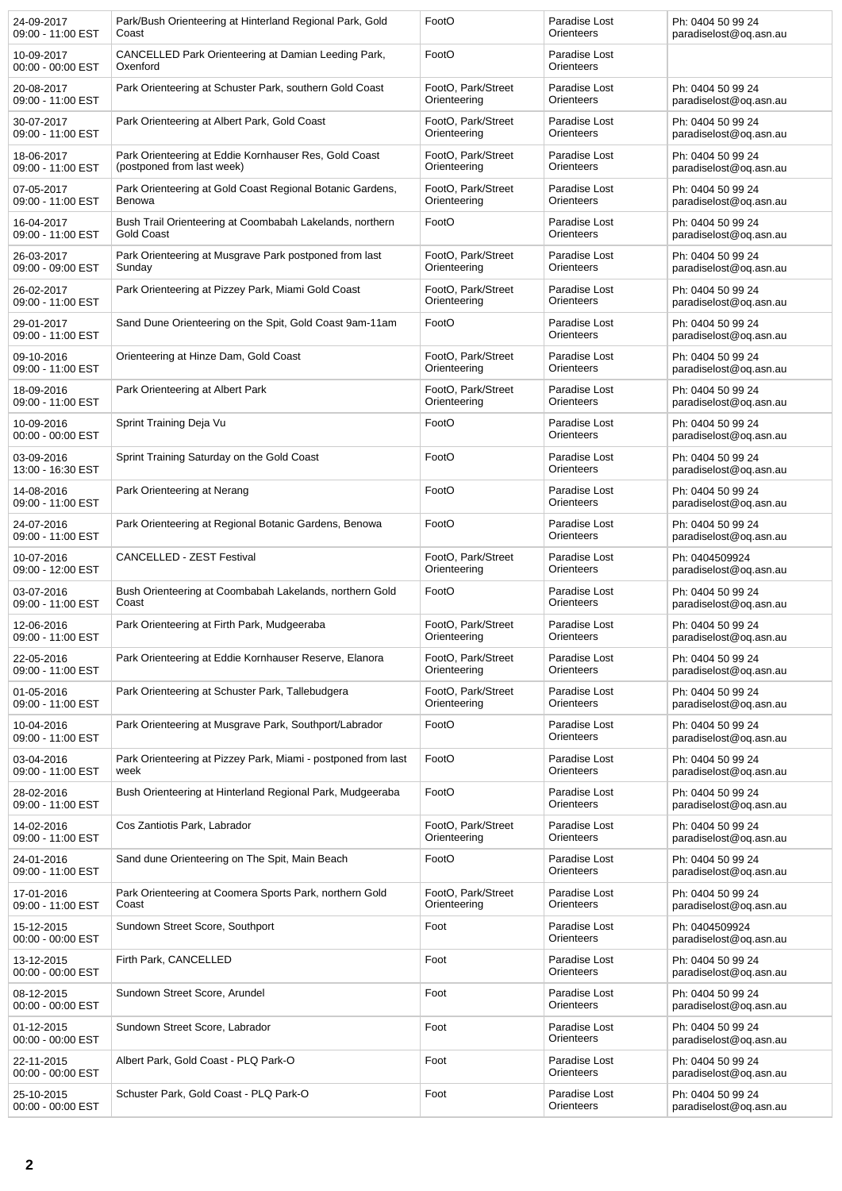| | | | | |
|---|---|---|---|---|
| 24-09-2017 09:00 - 11:00 EST | Park/Bush Orienteering at Hinterland Regional Park, Gold Coast | FootO | Paradise Lost Orienteers | Ph: 0404 50 99 24 paradiselost@oq.asn.au |
| 10-09-2017 00:00 - 00:00 EST | CANCELLED Park Orienteering at Damian Leeding Park, Oxenford | FootO | Paradise Lost Orienteers | |
| 20-08-2017 09:00 - 11:00 EST | Park Orienteering at Schuster Park, southern Gold Coast | FootO, Park/Street Orienteering | Paradise Lost Orienteers | Ph: 0404 50 99 24 paradiselost@oq.asn.au |
| 30-07-2017 09:00 - 11:00 EST | Park Orienteering at Albert Park, Gold Coast | FootO, Park/Street Orienteering | Paradise Lost Orienteers | Ph: 0404 50 99 24 paradiselost@oq.asn.au |
| 18-06-2017 09:00 - 11:00 EST | Park Orienteering at Eddie Kornhauser Res, Gold Coast (postponed from last week) | FootO, Park/Street Orienteering | Paradise Lost Orienteers | Ph: 0404 50 99 24 paradiselost@oq.asn.au |
| 07-05-2017 09:00 - 11:00 EST | Park Orienteering at Gold Coast Regional Botanic Gardens, Benowa | FootO, Park/Street Orienteering | Paradise Lost Orienteers | Ph: 0404 50 99 24 paradiselost@oq.asn.au |
| 16-04-2017 09:00 - 11:00 EST | Bush Trail Orienteering at Coombabah Lakelands, northern Gold Coast | FootO | Paradise Lost Orienteers | Ph: 0404 50 99 24 paradiselost@oq.asn.au |
| 26-03-2017 09:00 - 09:00 EST | Park Orienteering at Musgrave Park postponed from last Sunday | FootO, Park/Street Orienteering | Paradise Lost Orienteers | Ph: 0404 50 99 24 paradiselost@oq.asn.au |
| 26-02-2017 09:00 - 11:00 EST | Park Orienteering at Pizzey Park, Miami Gold Coast | FootO, Park/Street Orienteering | Paradise Lost Orienteers | Ph: 0404 50 99 24 paradiselost@oq.asn.au |
| 29-01-2017 09:00 - 11:00 EST | Sand Dune Orienteering on the Spit, Gold Coast 9am-11am | FootO | Paradise Lost Orienteers | Ph: 0404 50 99 24 paradiselost@oq.asn.au |
| 09-10-2016 09:00 - 11:00 EST | Orienteering at Hinze Dam, Gold Coast | FootO, Park/Street Orienteering | Paradise Lost Orienteers | Ph: 0404 50 99 24 paradiselost@oq.asn.au |
| 18-09-2016 09:00 - 11:00 EST | Park Orienteering at Albert Park | FootO, Park/Street Orienteering | Paradise Lost Orienteers | Ph: 0404 50 99 24 paradiselost@oq.asn.au |
| 10-09-2016 00:00 - 00:00 EST | Sprint Training Deja Vu | FootO | Paradise Lost Orienteers | Ph: 0404 50 99 24 paradiselost@oq.asn.au |
| 03-09-2016 13:00 - 16:30 EST | Sprint Training Saturday on the Gold Coast | FootO | Paradise Lost Orienteers | Ph: 0404 50 99 24 paradiselost@oq.asn.au |
| 14-08-2016 09:00 - 11:00 EST | Park Orienteering at Nerang | FootO | Paradise Lost Orienteers | Ph: 0404 50 99 24 paradiselost@oq.asn.au |
| 24-07-2016 09:00 - 11:00 EST | Park Orienteering at Regional Botanic Gardens, Benowa | FootO | Paradise Lost Orienteers | Ph: 0404 50 99 24 paradiselost@oq.asn.au |
| 10-07-2016 09:00 - 12:00 EST | CANCELLED - ZEST Festival | FootO, Park/Street Orienteering | Paradise Lost Orienteers | Ph: 0404509924 paradiselost@oq.asn.au |
| 03-07-2016 09:00 - 11:00 EST | Bush Orienteering at Coombabah Lakelands, northern Gold Coast | FootO | Paradise Lost Orienteers | Ph: 0404 50 99 24 paradiselost@oq.asn.au |
| 12-06-2016 09:00 - 11:00 EST | Park Orienteering at Firth Park, Mudgeeraba | FootO, Park/Street Orienteering | Paradise Lost Orienteers | Ph: 0404 50 99 24 paradiselost@oq.asn.au |
| 22-05-2016 09:00 - 11:00 EST | Park Orienteering at Eddie Kornhauser Reserve, Elanora | FootO, Park/Street Orienteering | Paradise Lost Orienteers | Ph: 0404 50 99 24 paradiselost@oq.asn.au |
| 01-05-2016 09:00 - 11:00 EST | Park Orienteering at Schuster Park, Tallebudgera | FootO, Park/Street Orienteering | Paradise Lost Orienteers | Ph: 0404 50 99 24 paradiselost@oq.asn.au |
| 10-04-2016 09:00 - 11:00 EST | Park Orienteering at Musgrave Park, Southport/Labrador | FootO | Paradise Lost Orienteers | Ph: 0404 50 99 24 paradiselost@oq.asn.au |
| 03-04-2016 09:00 - 11:00 EST | Park Orienteering at Pizzey Park, Miami - postponed from last week | FootO | Paradise Lost Orienteers | Ph: 0404 50 99 24 paradiselost@oq.asn.au |
| 28-02-2016 09:00 - 11:00 EST | Bush Orienteering at Hinterland Regional Park, Mudgeeraba | FootO | Paradise Lost Orienteers | Ph: 0404 50 99 24 paradiselost@oq.asn.au |
| 14-02-2016 09:00 - 11:00 EST | Cos Zantiotis Park, Labrador | FootO, Park/Street Orienteering | Paradise Lost Orienteers | Ph: 0404 50 99 24 paradiselost@oq.asn.au |
| 24-01-2016 09:00 - 11:00 EST | Sand dune Orienteering on The Spit, Main Beach | FootO | Paradise Lost Orienteers | Ph: 0404 50 99 24 paradiselost@oq.asn.au |
| 17-01-2016 09:00 - 11:00 EST | Park Orienteering at Coomera Sports Park, northern Gold Coast | FootO, Park/Street Orienteering | Paradise Lost Orienteers | Ph: 0404 50 99 24 paradiselost@oq.asn.au |
| 15-12-2015 00:00 - 00:00 EST | Sundown Street Score, Southport | Foot | Paradise Lost Orienteers | Ph: 0404509924 paradiselost@oq.asn.au |
| 13-12-2015 00:00 - 00:00 EST | Firth Park, CANCELLED | Foot | Paradise Lost Orienteers | Ph: 0404 50 99 24 paradiselost@oq.asn.au |
| 08-12-2015 00:00 - 00:00 EST | Sundown Street Score, Arundel | Foot | Paradise Lost Orienteers | Ph: 0404 50 99 24 paradiselost@oq.asn.au |
| 01-12-2015 00:00 - 00:00 EST | Sundown Street Score, Labrador | Foot | Paradise Lost Orienteers | Ph: 0404 50 99 24 paradiselost@oq.asn.au |
| 22-11-2015 00:00 - 00:00 EST | Albert Park, Gold Coast - PLQ Park-O | Foot | Paradise Lost Orienteers | Ph: 0404 50 99 24 paradiselost@oq.asn.au |
| 25-10-2015 00:00 - 00:00 EST | Schuster Park, Gold Coast - PLQ Park-O | Foot | Paradise Lost Orienteers | Ph: 0404 50 99 24 paradiselost@oq.asn.au |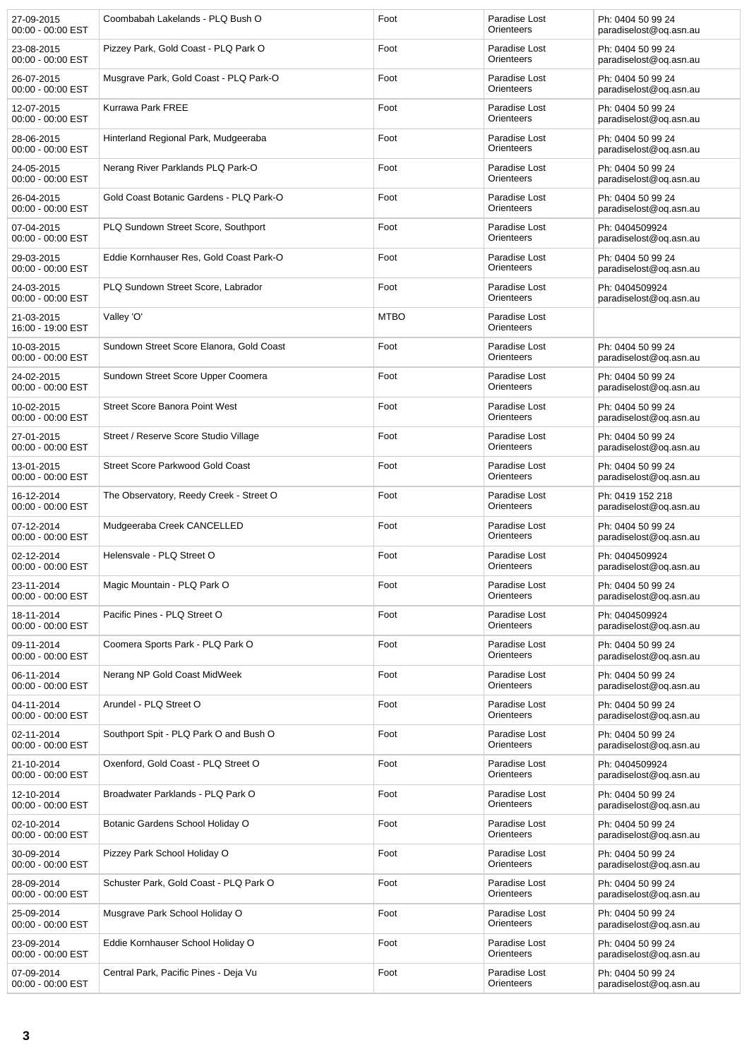| | | | | |
|---|---|---|---|---|
| 27-09-2015 00:00 - 00:00 EST | Coombabah Lakelands - PLQ Bush O | Foot | Paradise Lost Orienteers | Ph: 0404 50 99 24 paradiselost@oq.asn.au |
| 23-08-2015 00:00 - 00:00 EST | Pizzey Park, Gold Coast - PLQ Park O | Foot | Paradise Lost Orienteers | Ph: 0404 50 99 24 paradiselost@oq.asn.au |
| 26-07-2015 00:00 - 00:00 EST | Musgrave Park, Gold Coast - PLQ Park-O | Foot | Paradise Lost Orienteers | Ph: 0404 50 99 24 paradiselost@oq.asn.au |
| 12-07-2015 00:00 - 00:00 EST | Kurrawa Park FREE | Foot | Paradise Lost Orienteers | Ph: 0404 50 99 24 paradiselost@oq.asn.au |
| 28-06-2015 00:00 - 00:00 EST | Hinterland Regional Park, Mudgeeraba | Foot | Paradise Lost Orienteers | Ph: 0404 50 99 24 paradiselost@oq.asn.au |
| 24-05-2015 00:00 - 00:00 EST | Nerang River Parklands PLQ Park-O | Foot | Paradise Lost Orienteers | Ph: 0404 50 99 24 paradiselost@oq.asn.au |
| 26-04-2015 00:00 - 00:00 EST | Gold Coast Botanic Gardens - PLQ Park-O | Foot | Paradise Lost Orienteers | Ph: 0404 50 99 24 paradiselost@oq.asn.au |
| 07-04-2015 00:00 - 00:00 EST | PLQ Sundown Street Score, Southport | Foot | Paradise Lost Orienteers | Ph: 0404509924 paradiselost@oq.asn.au |
| 29-03-2015 00:00 - 00:00 EST | Eddie Kornhauser Res, Gold Coast Park-O | Foot | Paradise Lost Orienteers | Ph: 0404 50 99 24 paradiselost@oq.asn.au |
| 24-03-2015 00:00 - 00:00 EST | PLQ Sundown Street Score, Labrador | Foot | Paradise Lost Orienteers | Ph: 0404509924 paradiselost@oq.asn.au |
| 21-03-2015 16:00 - 19:00 EST | Valley 'O' | MTBO | Paradise Lost Orienteers | |
| 10-03-2015 00:00 - 00:00 EST | Sundown Street Score Elanora, Gold Coast | Foot | Paradise Lost Orienteers | Ph: 0404 50 99 24 paradiselost@oq.asn.au |
| 24-02-2015 00:00 - 00:00 EST | Sundown Street Score Upper Coomera | Foot | Paradise Lost Orienteers | Ph: 0404 50 99 24 paradiselost@oq.asn.au |
| 10-02-2015 00:00 - 00:00 EST | Street Score Banora Point West | Foot | Paradise Lost Orienteers | Ph: 0404 50 99 24 paradiselost@oq.asn.au |
| 27-01-2015 00:00 - 00:00 EST | Street / Reserve Score Studio Village | Foot | Paradise Lost Orienteers | Ph: 0404 50 99 24 paradiselost@oq.asn.au |
| 13-01-2015 00:00 - 00:00 EST | Street Score Parkwood Gold Coast | Foot | Paradise Lost Orienteers | Ph: 0404 50 99 24 paradiselost@oq.asn.au |
| 16-12-2014 00:00 - 00:00 EST | The Observatory, Reedy Creek - Street O | Foot | Paradise Lost Orienteers | Ph: 0419 152 218 paradiselost@oq.asn.au |
| 07-12-2014 00:00 - 00:00 EST | Mudgeeraba Creek CANCELLED | Foot | Paradise Lost Orienteers | Ph: 0404 50 99 24 paradiselost@oq.asn.au |
| 02-12-2014 00:00 - 00:00 EST | Helensvale - PLQ Street O | Foot | Paradise Lost Orienteers | Ph: 0404509924 paradiselost@oq.asn.au |
| 23-11-2014 00:00 - 00:00 EST | Magic Mountain - PLQ Park O | Foot | Paradise Lost Orienteers | Ph: 0404 50 99 24 paradiselost@oq.asn.au |
| 18-11-2014 00:00 - 00:00 EST | Pacific Pines - PLQ Street O | Foot | Paradise Lost Orienteers | Ph: 0404509924 paradiselost@oq.asn.au |
| 09-11-2014 00:00 - 00:00 EST | Coomera Sports Park - PLQ Park O | Foot | Paradise Lost Orienteers | Ph: 0404 50 99 24 paradiselost@oq.asn.au |
| 06-11-2014 00:00 - 00:00 EST | Nerang NP Gold Coast MidWeek | Foot | Paradise Lost Orienteers | Ph: 0404 50 99 24 paradiselost@oq.asn.au |
| 04-11-2014 00:00 - 00:00 EST | Arundel - PLQ Street O | Foot | Paradise Lost Orienteers | Ph: 0404 50 99 24 paradiselost@oq.asn.au |
| 02-11-2014 00:00 - 00:00 EST | Southport Spit - PLQ Park O and Bush O | Foot | Paradise Lost Orienteers | Ph: 0404 50 99 24 paradiselost@oq.asn.au |
| 21-10-2014 00:00 - 00:00 EST | Oxenford, Gold Coast - PLQ Street O | Foot | Paradise Lost Orienteers | Ph: 0404509924 paradiselost@oq.asn.au |
| 12-10-2014 00:00 - 00:00 EST | Broadwater Parklands - PLQ Park O | Foot | Paradise Lost Orienteers | Ph: 0404 50 99 24 paradiselost@oq.asn.au |
| 02-10-2014 00:00 - 00:00 EST | Botanic Gardens School Holiday O | Foot | Paradise Lost Orienteers | Ph: 0404 50 99 24 paradiselost@oq.asn.au |
| 30-09-2014 00:00 - 00:00 EST | Pizzey Park School Holiday O | Foot | Paradise Lost Orienteers | Ph: 0404 50 99 24 paradiselost@oq.asn.au |
| 28-09-2014 00:00 - 00:00 EST | Schuster Park, Gold Coast - PLQ Park O | Foot | Paradise Lost Orienteers | Ph: 0404 50 99 24 paradiselost@oq.asn.au |
| 25-09-2014 00:00 - 00:00 EST | Musgrave Park School Holiday O | Foot | Paradise Lost Orienteers | Ph: 0404 50 99 24 paradiselost@oq.asn.au |
| 23-09-2014 00:00 - 00:00 EST | Eddie Kornhauser School Holiday O | Foot | Paradise Lost Orienteers | Ph: 0404 50 99 24 paradiselost@oq.asn.au |
| 07-09-2014 00:00 - 00:00 EST | Central Park, Pacific Pines - Deja Vu | Foot | Paradise Lost Orienteers | Ph: 0404 50 99 24 paradiselost@oq.asn.au |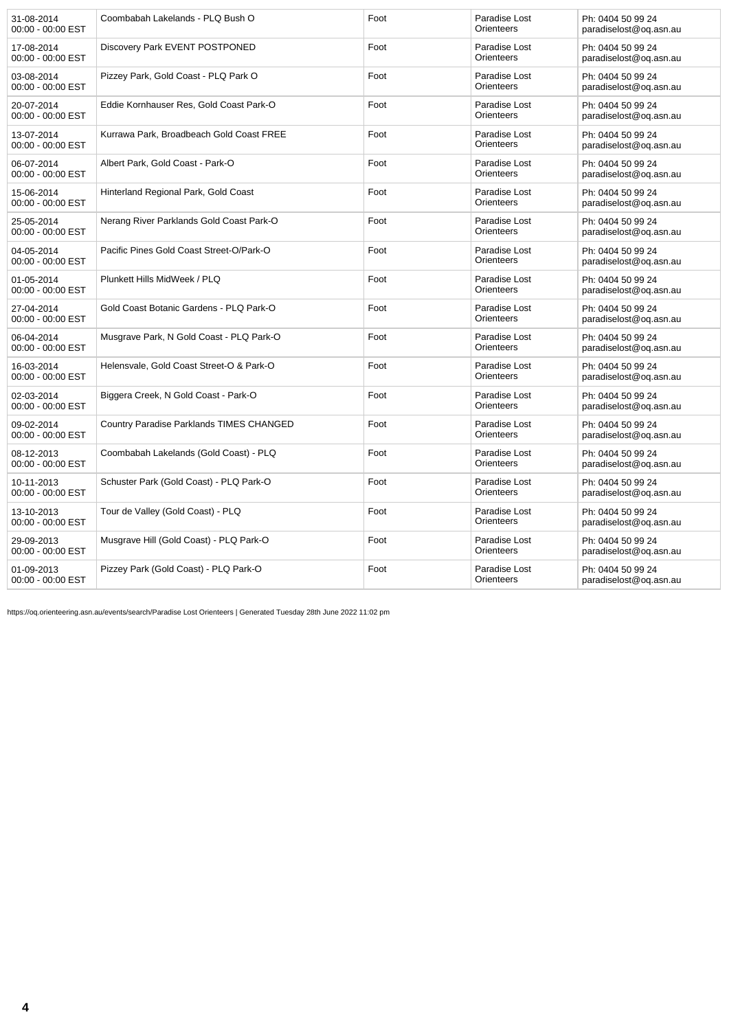| | | | | |
|---|---|---|---|---|
| 31-08-2014 00:00 - 00:00 EST | Coombabah Lakelands - PLQ Bush O | Foot | Paradise Lost Orienteers | Ph: 0404 50 99 24 paradiselost@oq.asn.au |
| 17-08-2014 00:00 - 00:00 EST | Discovery Park EVENT POSTPONED | Foot | Paradise Lost Orienteers | Ph: 0404 50 99 24 paradiselost@oq.asn.au |
| 03-08-2014 00:00 - 00:00 EST | Pizzey Park, Gold Coast - PLQ Park O | Foot | Paradise Lost Orienteers | Ph: 0404 50 99 24 paradiselost@oq.asn.au |
| 20-07-2014 00:00 - 00:00 EST | Eddie Kornhauser Res, Gold Coast Park-O | Foot | Paradise Lost Orienteers | Ph: 0404 50 99 24 paradiselost@oq.asn.au |
| 13-07-2014 00:00 - 00:00 EST | Kurrawa Park, Broadbeach Gold Coast FREE | Foot | Paradise Lost Orienteers | Ph: 0404 50 99 24 paradiselost@oq.asn.au |
| 06-07-2014 00:00 - 00:00 EST | Albert Park, Gold Coast - Park-O | Foot | Paradise Lost Orienteers | Ph: 0404 50 99 24 paradiselost@oq.asn.au |
| 15-06-2014 00:00 - 00:00 EST | Hinterland Regional Park, Gold Coast | Foot | Paradise Lost Orienteers | Ph: 0404 50 99 24 paradiselost@oq.asn.au |
| 25-05-2014 00:00 - 00:00 EST | Nerang River Parklands Gold Coast Park-O | Foot | Paradise Lost Orienteers | Ph: 0404 50 99 24 paradiselost@oq.asn.au |
| 04-05-2014 00:00 - 00:00 EST | Pacific Pines Gold Coast Street-O/Park-O | Foot | Paradise Lost Orienteers | Ph: 0404 50 99 24 paradiselost@oq.asn.au |
| 01-05-2014 00:00 - 00:00 EST | Plunkett Hills MidWeek / PLQ | Foot | Paradise Lost Orienteers | Ph: 0404 50 99 24 paradiselost@oq.asn.au |
| 27-04-2014 00:00 - 00:00 EST | Gold Coast Botanic Gardens - PLQ Park-O | Foot | Paradise Lost Orienteers | Ph: 0404 50 99 24 paradiselost@oq.asn.au |
| 06-04-2014 00:00 - 00:00 EST | Musgrave Park, N Gold Coast - PLQ Park-O | Foot | Paradise Lost Orienteers | Ph: 0404 50 99 24 paradiselost@oq.asn.au |
| 16-03-2014 00:00 - 00:00 EST | Helensvale, Gold Coast Street-O & Park-O | Foot | Paradise Lost Orienteers | Ph: 0404 50 99 24 paradiselost@oq.asn.au |
| 02-03-2014 00:00 - 00:00 EST | Biggera Creek, N Gold Coast - Park-O | Foot | Paradise Lost Orienteers | Ph: 0404 50 99 24 paradiselost@oq.asn.au |
| 09-02-2014 00:00 - 00:00 EST | Country Paradise Parklands TIMES CHANGED | Foot | Paradise Lost Orienteers | Ph: 0404 50 99 24 paradiselost@oq.asn.au |
| 08-12-2013 00:00 - 00:00 EST | Coombabah Lakelands (Gold Coast) - PLQ | Foot | Paradise Lost Orienteers | Ph: 0404 50 99 24 paradiselost@oq.asn.au |
| 10-11-2013 00:00 - 00:00 EST | Schuster Park (Gold Coast) - PLQ Park-O | Foot | Paradise Lost Orienteers | Ph: 0404 50 99 24 paradiselost@oq.asn.au |
| 13-10-2013 00:00 - 00:00 EST | Tour de Valley (Gold Coast) - PLQ | Foot | Paradise Lost Orienteers | Ph: 0404 50 99 24 paradiselost@oq.asn.au |
| 29-09-2013 00:00 - 00:00 EST | Musgrave Hill (Gold Coast) - PLQ Park-O | Foot | Paradise Lost Orienteers | Ph: 0404 50 99 24 paradiselost@oq.asn.au |
| 01-09-2013 00:00 - 00:00 EST | Pizzey Park (Gold Coast) - PLQ Park-O | Foot | Paradise Lost Orienteers | Ph: 0404 50 99 24 paradiselost@oq.asn.au |

https://oq.orienteering.asn.au/events/search/Paradise Lost Orienteers | Generated Tuesday 28th June 2022 11:02 pm